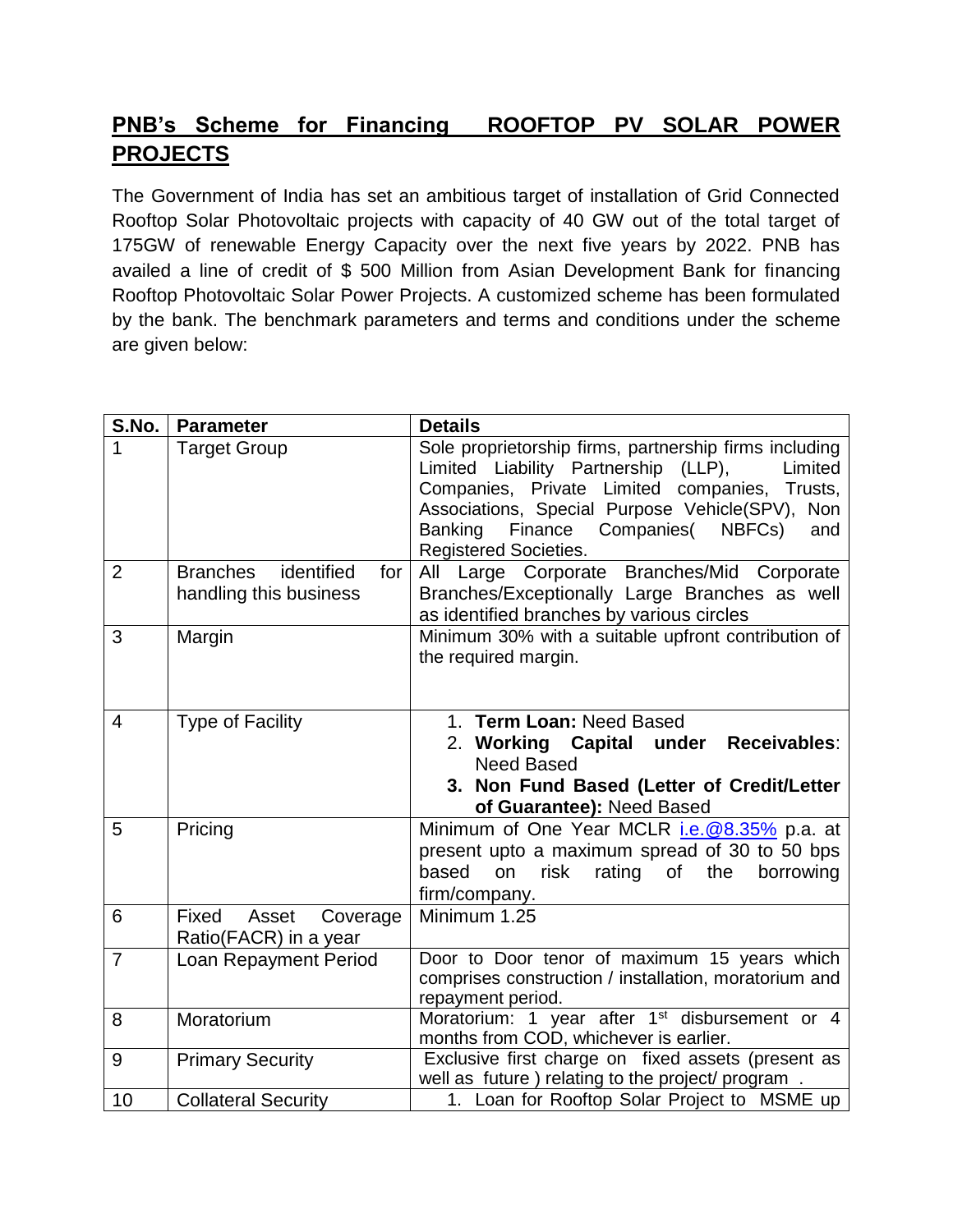# PNB's Scheme for Financing ROOFTOP PV SOLAR POWER PROJECTS

The Government of India has set an ambitious target of installation of Grid Connected Rooftop Solar Photovoltaic projects with capacity of 40 GW out of the total target of 175GW of renewable Energy Capacity over the next five years by 2022. PNB has availed a line of credit of $ 500 Million from Asian Development Bank for financing Rooftop Photovoltaic Solar Power Projects. A customized scheme has been formulated by the bank. The benchmark parameters and terms and conditions under the scheme are given below:

| S.No. | Parameter | Details |
|---|---|---|
| 1 | Target Group | Sole proprietorship firms, partnership firms including Limited Liability Partnership (LLP), Limited Companies, Private Limited companies, Trusts, Associations, Special Purpose Vehicle(SPV), Non Banking Finance Companies( NBFCs) and Registered Societies. |
| 2 | Branches identified for handling this business | All Large Corporate Branches/Mid Corporate Branches/Exceptionally Large Branches as well as identified branches by various circles |
| 3 | Margin | Minimum 30% with a suitable upfront contribution of the required margin. |
| 4 | Type of Facility | 1. **Term Loan:** Need Based<br>2. **Working Capital under Receivables**: Need Based<br>3. **Non Fund Based (Letter of Credit/Letter of Guarantee):** Need Based |
| 5 | Pricing | Minimum of One Year MCLR i.e.@8.35% p.a. at present upto a maximum spread of 30 to 50 bps based on risk rating of the borrowing firm/company. |
| 6 | Fixed Asset Coverage Ratio(FACR) in a year | Minimum 1.25 |
| 7 | Loan Repayment Period | Door to Door tenor of maximum 15 years which comprises construction / installation, moratorium and repayment period. |
| 8 | Moratorium | Moratorium: 1 year after 1st disbursement or 4 months from COD, whichever is earlier. |
| 9 | Primary Security | Exclusive first charge on fixed assets (present as well as future ) relating to the project/ program . |
| 10 | Collateral Security | 1. Loan for Rooftop Solar Project to MSME up |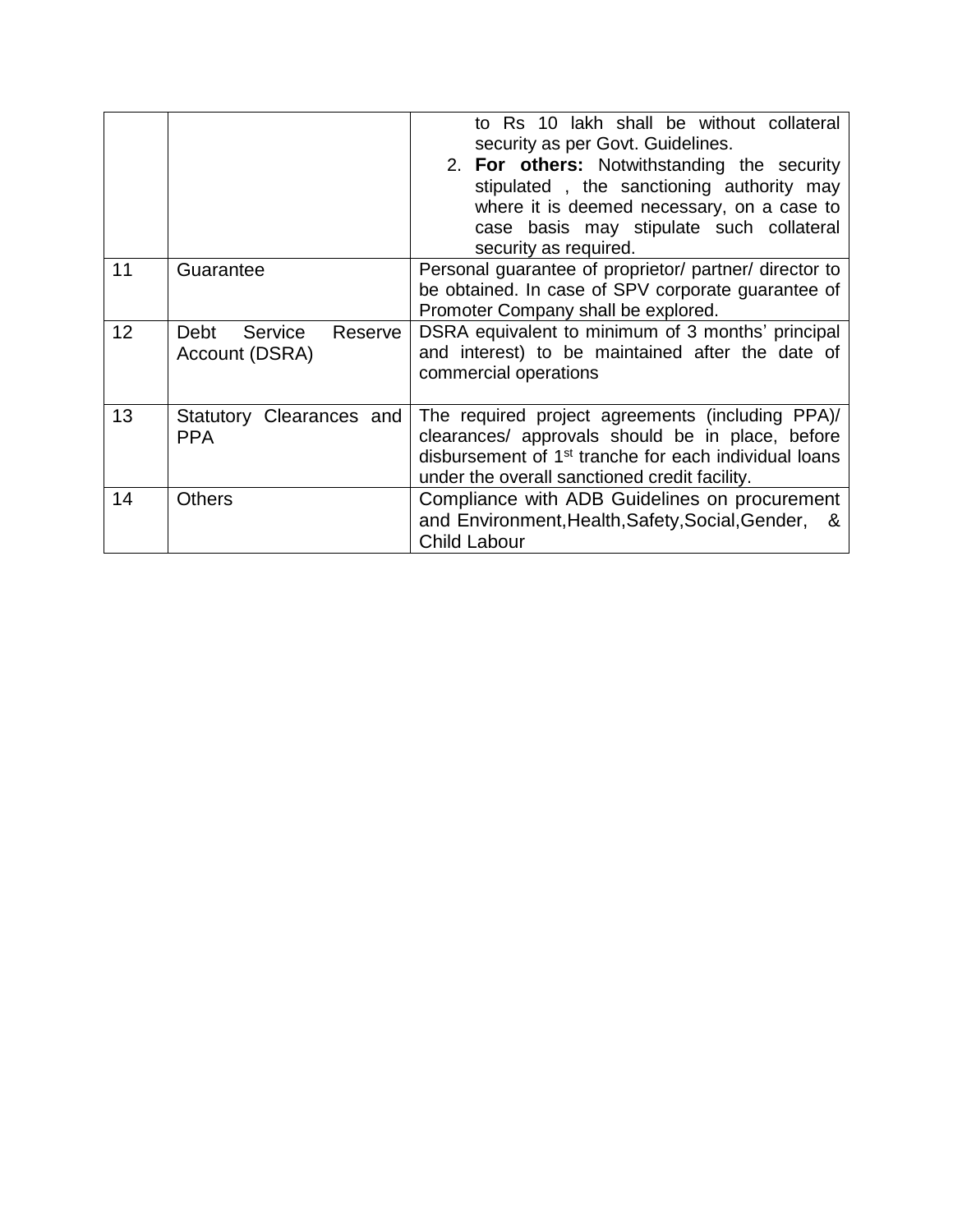| | | |
|---|---|---|
| | | to Rs 10 lakh shall be without collateral security as per Govt. Guidelines.<br>2. **For others:** Notwithstanding the security stipulated , the sanctioning authority may where it is deemed necessary, on a case to case basis may stipulate such collateral security as required. |
| 11 | Guarantee | Personal guarantee of proprietor/ partner/ director to be obtained. In case of SPV corporate guarantee of Promoter Company shall be explored. |
| 12 | Debt Service Reserve Account (DSRA) | DSRA equivalent to minimum of 3 months' principal and interest) to be maintained after the date of commercial operations |
| 13 | Statutory Clearances and PPA | The required project agreements (including PPA)/ clearances/ approvals should be in place, before disbursement of 1st tranche for each individual loans under the overall sanctioned credit facility. |
| 14 | Others | Compliance with ADB Guidelines on procurement and Environment,Health,Safety,Social,Gender, & Child Labour |